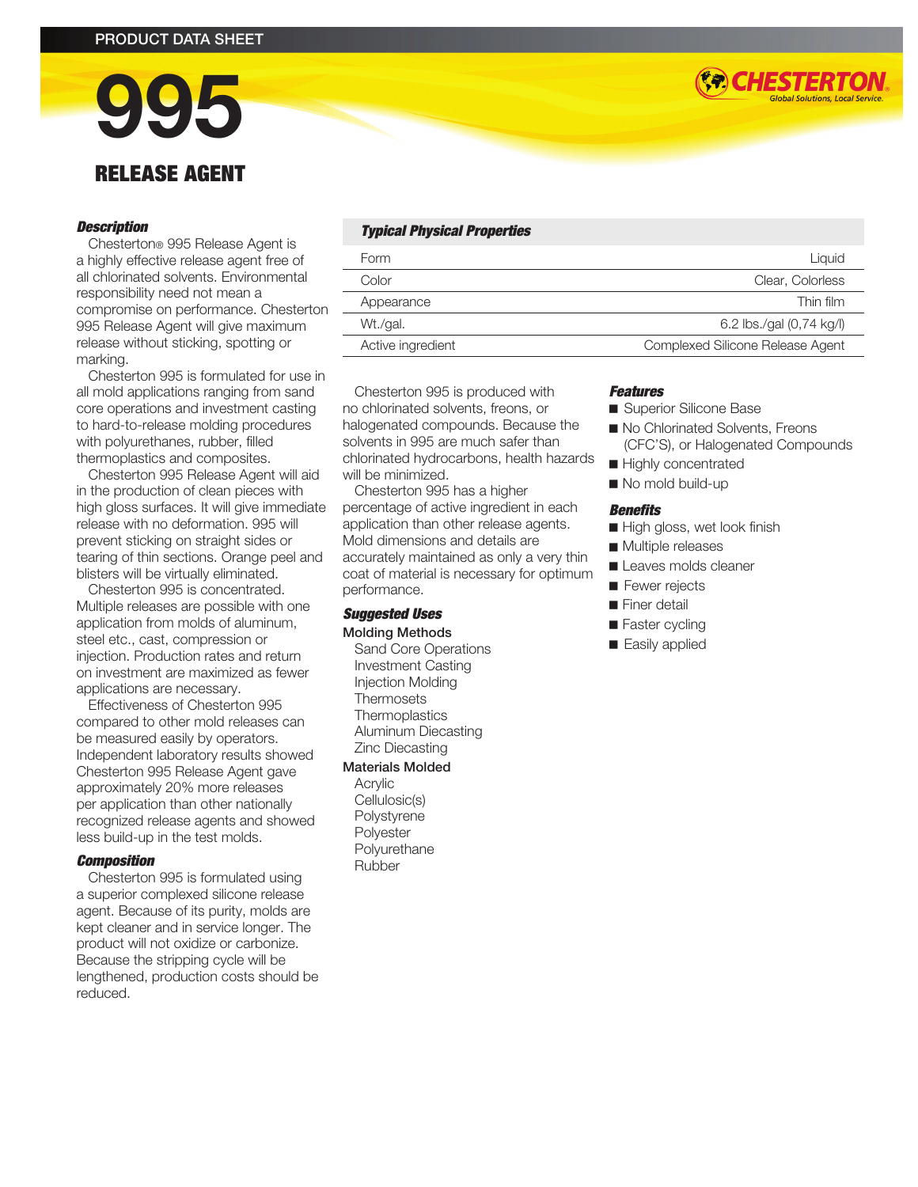PRODUCT DATA SHEET

# 995

## RELEASE AGENT

### Description

Chesterton® 995 Release Agent is a highly effective release agent free of all chlorinated solvents. Environmental responsibility need not mean a compromise on performance. Chesterton 995 Release Agent will give maximum release without sticking, spotting or marking.

Chesterton 995 is formulated for use in all mold applications ranging from sand core operations and investment casting to hard-to-release molding procedures with polyurethanes, rubber, filled thermoplastics and composites.

Chesterton 995 Release Agent will aid in the production of clean pieces with high gloss surfaces. It will give immediate release with no deformation. 995 will prevent sticking on straight sides or tearing of thin sections. Orange peel and blisters will be virtually eliminated.

Chesterton 995 is concentrated. Multiple releases are possible with one application from molds of aluminum, steel etc., cast, compression or injection. Production rates and return on investment are maximized as fewer applications are necessary.

Effectiveness of Chesterton 995 compared to other mold releases can be measured easily by operators. Independent laboratory results showed Chesterton 995 Release Agent gave approximately 20% more releases per application than other nationally recognized release agents and showed less build-up in the test molds.

### Composition

Chesterton 995 is formulated using a superior complexed silicone release agent. Because of its purity, molds are kept cleaner and in service longer. The product will not oxidize or carbonize. Because the stripping cycle will be lengthened, production costs should be reduced.

### Typical Physical Properties

| | |
|---|---|
| Form | Liquid |
| Color | Clear, Colorless |
| Appearance | Thin film |
| Wt./gal. | 6.2 lbs./gal (0,74 kg/l) |
| Active ingredient | Complexed Silicone Release Agent |

Chesterton 995 is produced with no chlorinated solvents, freons, or halogenated compounds. Because the solvents in 995 are much safer than chlorinated hydrocarbons, health hazards will be minimized.

Chesterton 995 has a higher percentage of active ingredient in each application than other release agents. Mold dimensions and details are accurately maintained as only a very thin coat of material is necessary for optimum performance.

### Suggested Uses

**Molding Methods**

- Sand Core Operations
- Investment Casting
- Injection Molding
- Thermosets
- Thermoplastics
- Aluminum Diecasting
- Zinc Diecasting

**Materials Molded**

- Acrylic
- Cellulosic(s)
- Polystyrene
- Polyester
- Polyurethane
- Rubber

### Features

- Superior Silicone Base
- No Chlorinated Solvents, Freons (CFC'S), or Halogenated Compounds
- Highly concentrated
- No mold build-up

### Benefits

- High gloss, wet look finish
- Multiple releases
- Leaves molds cleaner
- Fewer rejects
- Finer detail
- Faster cycling
- Easily applied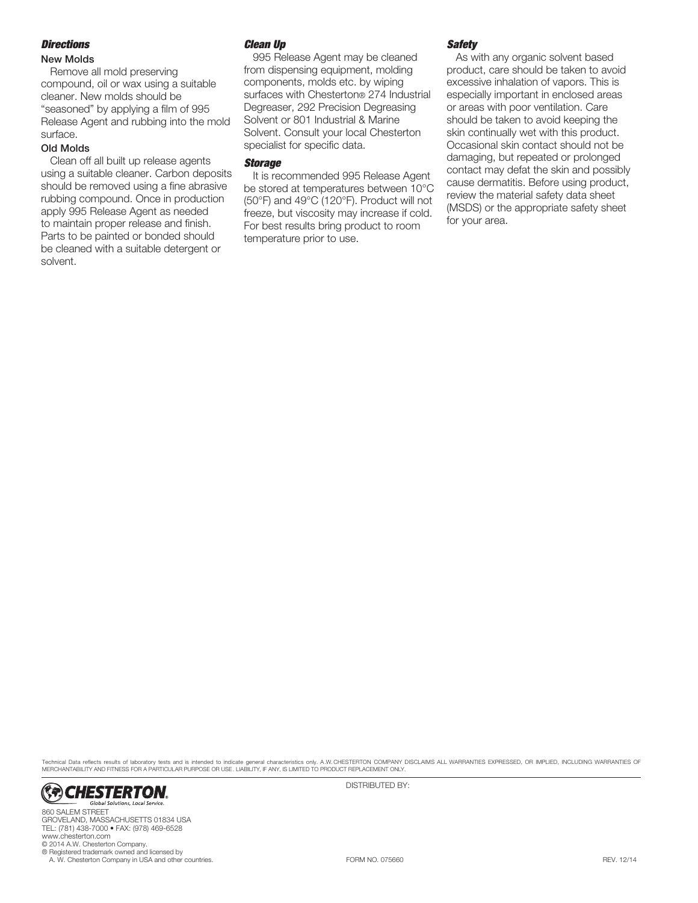### *Directions*

**New Molds**

Remove all mold preserving compound, oil or wax using a suitable cleaner. New molds should be "seasoned" by applying a film of 995 Release Agent and rubbing into the mold surface.

**Old Molds**

Clean off all built up release agents using a suitable cleaner. Carbon deposits should be removed using a fine abrasive rubbing compound. Once in production apply 995 Release Agent as needed to maintain proper release and finish. Parts to be painted or bonded should be cleaned with a suitable detergent or solvent.

### *Clean Up*

995 Release Agent may be cleaned from dispensing equipment, molding components, molds etc. by wiping surfaces with Chesterton® 274 Industrial Degreaser, 292 Precision Degreasing Solvent or 801 Industrial & Marine Solvent. Consult your local Chesterton specialist for specific data.

### *Storage*

It is recommended 995 Release Agent be stored at temperatures between 10°C (50°F) and 49°C (120°F). Product will not freeze, but viscosity may increase if cold. For best results bring product to room temperature prior to use.

### *Safety*

As with any organic solvent based product, care should be taken to avoid excessive inhalation of vapors. This is especially important in enclosed areas or areas with poor ventilation. Care should be taken to avoid keeping the skin continually wet with this product. Occasional skin contact should not be damaging, but repeated or prolonged contact may defat the skin and possibly cause dermatitis. Before using product, review the material safety data sheet (MSDS) or the appropriate safety sheet for your area.

Technical Data reflects results of laboratory tests and is intended to indicate general characteristics only. A.W. CHESTERTON COMPANY DISCLAIMS ALL WARRANTIES EXPRESSED, OR IMPLIED, INCLUDING WARRANTIES OF MERCHANTABILITY AND FITNESS FOR A PARTICULAR PURPOSE OR USE. LIABILITY, IF ANY, IS LIMITED TO PRODUCT REPLACEMENT ONLY.

**CHESTERTON**
Global Solutions, Local Service.

860 SALEM STREET
GROVELAND, MASSACHUSETTS 01834 USA
TEL: (781) 438-7000 • FAX: (978) 469-6528
www.chesterton.com
© 2014 A.W. Chesterton Company.
® Registered trademark owned and licensed by A. W. Chesterton Company in USA and other countries.

DISTRIBUTED BY:

FORM NO. 075660

REV. 12/14